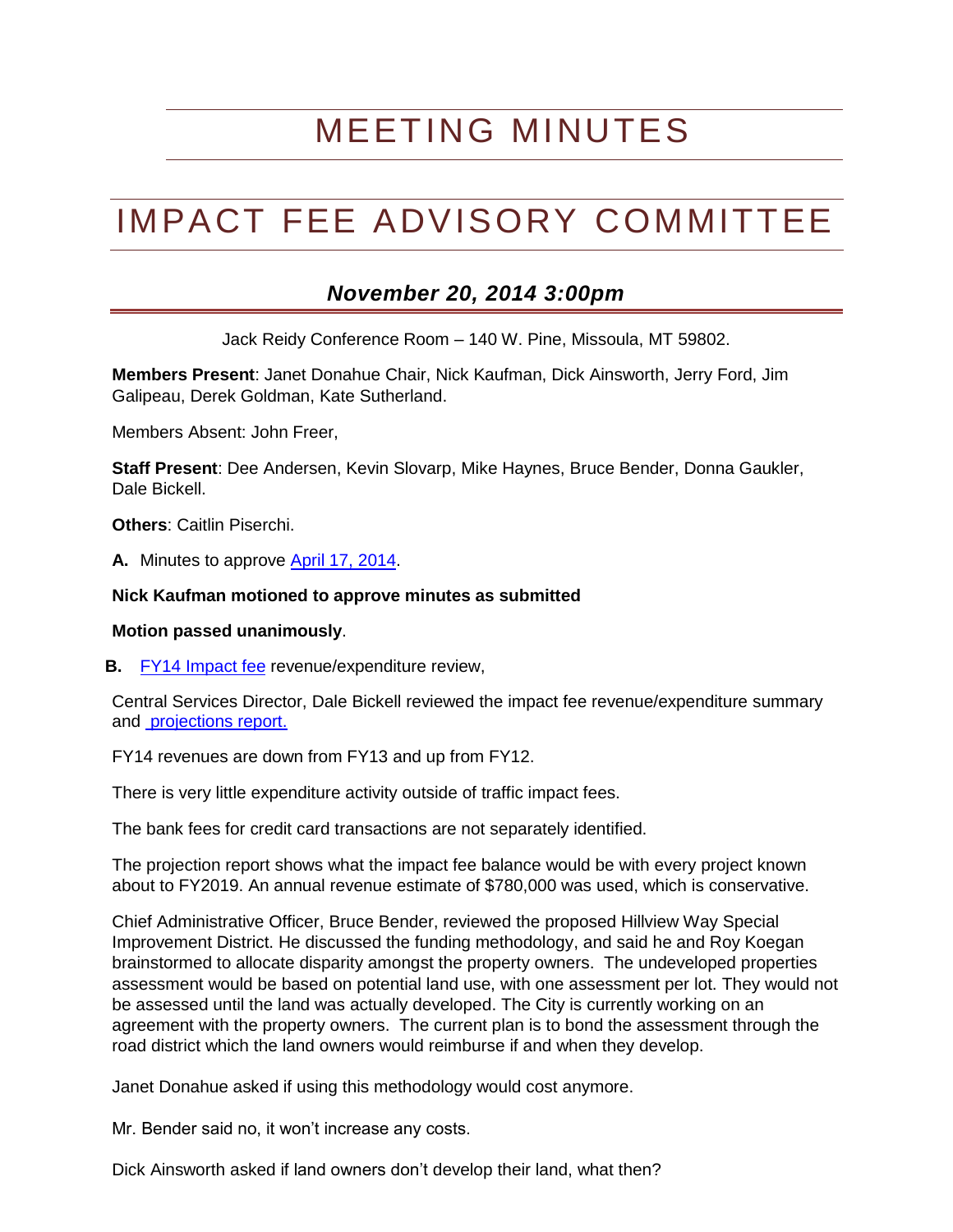# MEETING MINUTES

# IMPACT FEE ADVISORY COMMITTEE

## *November 20, 2014 3:00pm*

Jack Reidy Conference Room – 140 W. Pine, Missoula, MT 59802.

**Members Present**: Janet Donahue Chair, Nick Kaufman, Dick Ainsworth, Jerry Ford, Jim Galipeau, Derek Goldman, Kate Sutherland.

Members Absent: John Freer,

**Staff Present**: Dee Andersen, Kevin Slovarp, Mike Haynes, Bruce Bender, Donna Gaukler, Dale Bickell.

**Others**: Caitlin Piserchi.

**A.** Minutes to approve April 17, 2014.

**Nick Kaufman motioned to approve minutes as submitted**

**Motion passed unanimously**.

**B.** FY14 Impact fee revenue/expenditure review,

Central Services Director, Dale Bickell reviewed the impact fee revenue/expenditure summary and projections report.

FY14 revenues are down from FY13 and up from FY12.

There is very little expenditure activity outside of traffic impact fees.

The bank fees for credit card transactions are not separately identified.

The projection report shows what the impact fee balance would be with every project known about to FY2019. An annual revenue estimate of $780,000 was used, which is conservative.

Chief Administrative Officer, Bruce Bender, reviewed the proposed Hillview Way Special Improvement District. He discussed the funding methodology, and said he and Roy Koegan brainstormed to allocate disparity amongst the property owners. The undeveloped properties assessment would be based on potential land use, with one assessment per lot. They would not be assessed until the land was actually developed. The City is currently working on an agreement with the property owners. The current plan is to bond the assessment through the road district which the land owners would reimburse if and when they develop.

Janet Donahue asked if using this methodology would cost anymore.

Mr. Bender said no, it won't increase any costs.

Dick Ainsworth asked if land owners don't develop their land, what then?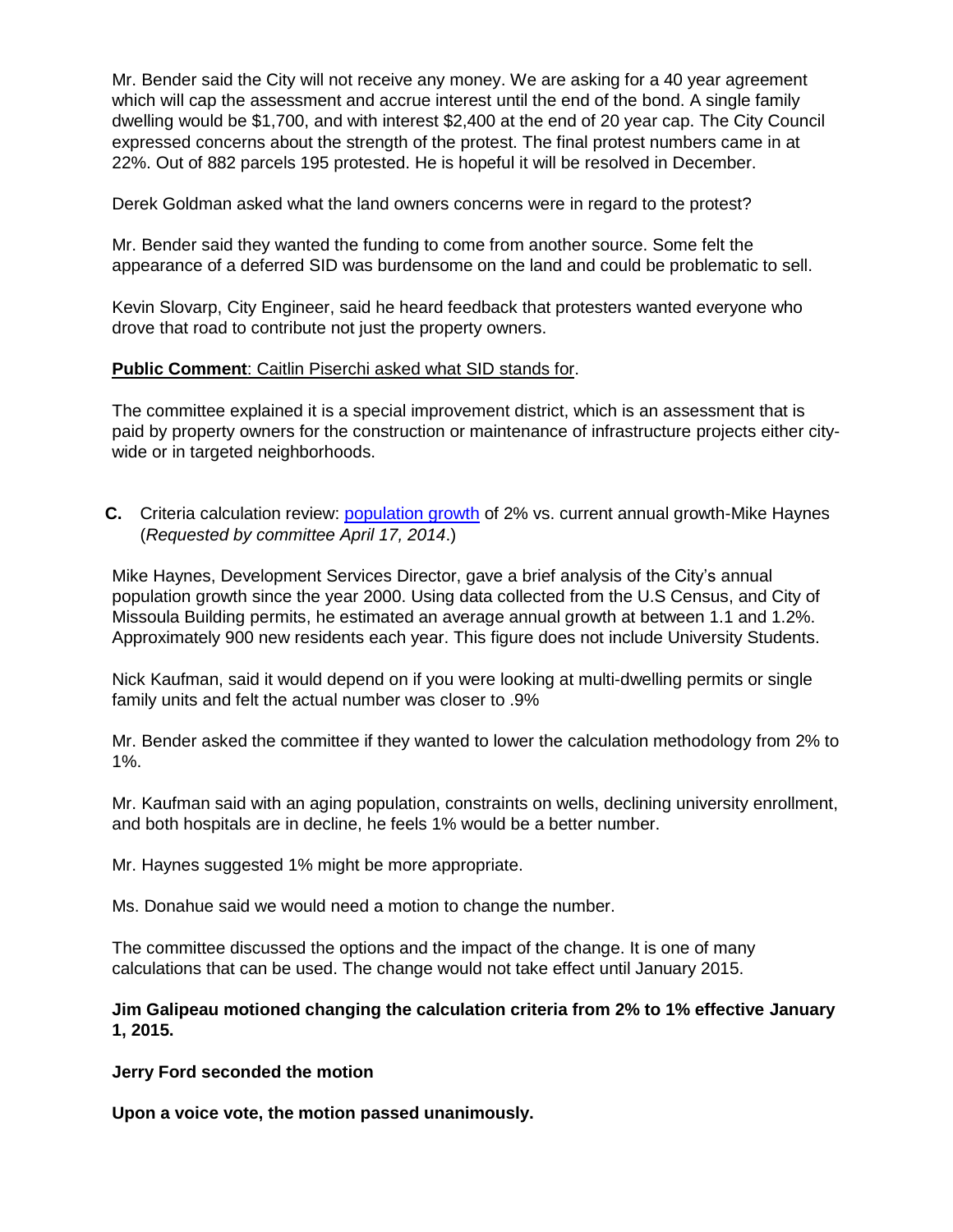Mr. Bender said the City will not receive any money. We are asking for a 40 year agreement which will cap the assessment and accrue interest until the end of the bond. A single family dwelling would be $1,700, and with interest $2,400 at the end of 20 year cap. The City Council expressed concerns about the strength of the protest. The final protest numbers came in at 22%. Out of 882 parcels 195 protested. He is hopeful it will be resolved in December.

Derek Goldman asked what the land owners concerns were in regard to the protest?

Mr. Bender said they wanted the funding to come from another source. Some felt the appearance of a deferred SID was burdensome on the land and could be problematic to sell.

Kevin Slovarp, City Engineer, said he heard feedback that protesters wanted everyone who drove that road to contribute not just the property owners.

**Public Comment**: Caitlin Piserchi asked what SID stands for.

The committee explained it is a special improvement district, which is an assessment that is paid by property owners for the construction or maintenance of infrastructure projects either city-wide or in targeted neighborhoods.

**C.** Criteria calculation review: population growth of 2% vs. current annual growth-Mike Haynes (*Requested by committee April 17, 2014*.)

Mike Haynes, Development Services Director, gave a brief analysis of the City's annual population growth since the year 2000. Using data collected from the U.S Census, and City of Missoula Building permits, he estimated an average annual growth at between 1.1 and 1.2%. Approximately 900 new residents each year. This figure does not include University Students.

Nick Kaufman, said it would depend on if you were looking at multi-dwelling permits or single family units and felt the actual number was closer to .9%

Mr. Bender asked the committee if they wanted to lower the calculation methodology from 2% to 1%.

Mr. Kaufman said with an aging population, constraints on wells, declining university enrollment, and both hospitals are in decline, he feels 1% would be a better number.

Mr. Haynes suggested 1% might be more appropriate.

Ms. Donahue said we would need a motion to change the number.

The committee discussed the options and the impact of the change. It is one of many calculations that can be used. The change would not take effect until January 2015.

**Jim Galipeau motioned changing the calculation criteria from 2% to 1% effective January 1, 2015.**

**Jerry Ford seconded the motion**

**Upon a voice vote, the motion passed unanimously.**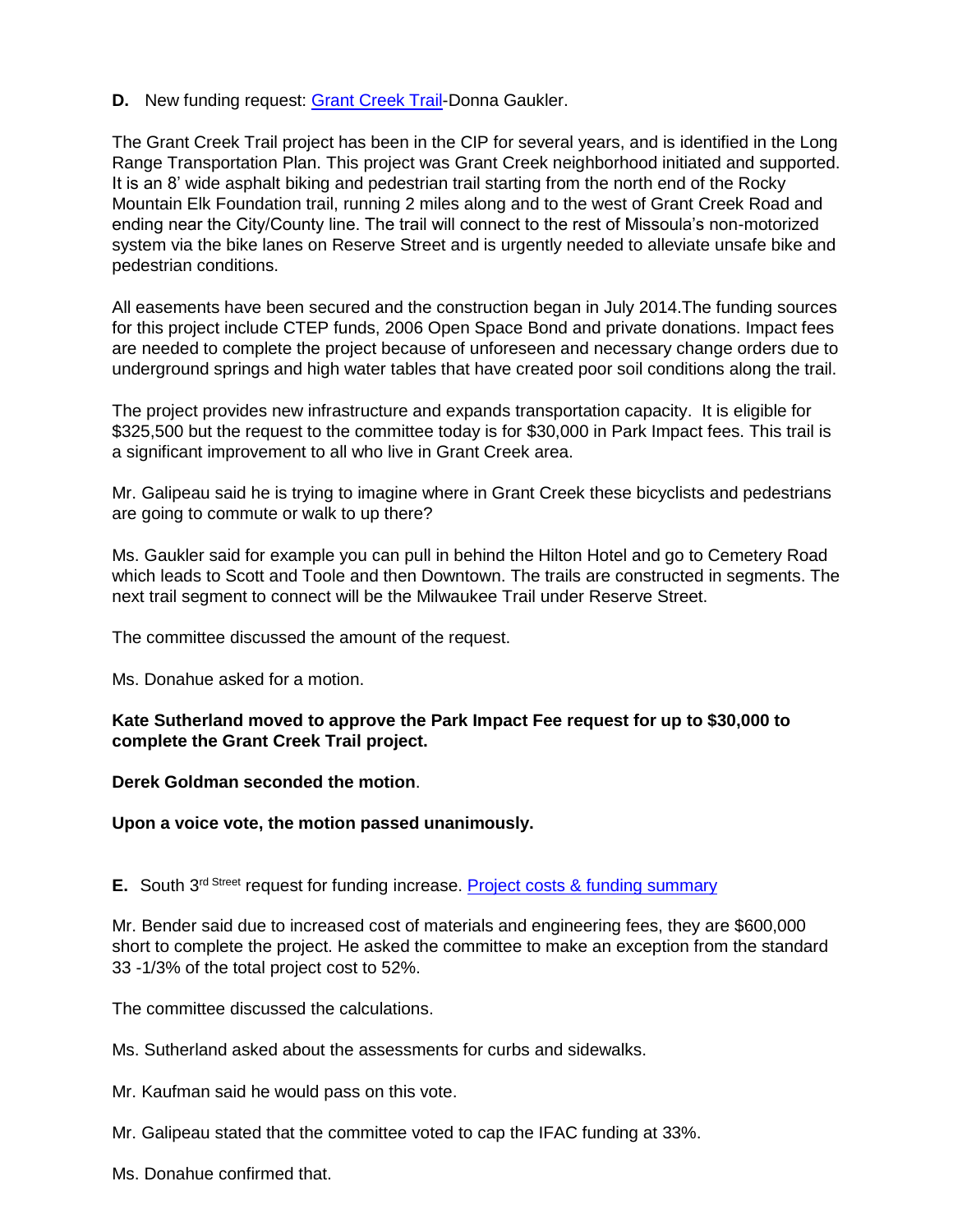**D.** New funding request: Grant Creek Trail-Donna Gaukler.

The Grant Creek Trail project has been in the CIP for several years, and is identified in the Long Range Transportation Plan. This project was Grant Creek neighborhood initiated and supported. It is an 8' wide asphalt biking and pedestrian trail starting from the north end of the Rocky Mountain Elk Foundation trail, running 2 miles along and to the west of Grant Creek Road and ending near the City/County line. The trail will connect to the rest of Missoula's non-motorized system via the bike lanes on Reserve Street and is urgently needed to alleviate unsafe bike and pedestrian conditions.

All easements have been secured and the construction began in July 2014.The funding sources for this project include CTEP funds, 2006 Open Space Bond and private donations. Impact fees are needed to complete the project because of unforeseen and necessary change orders due to underground springs and high water tables that have created poor soil conditions along the trail.

The project provides new infrastructure and expands transportation capacity. It is eligible for $325,500 but the request to the committee today is for $30,000 in Park Impact fees. This trail is a significant improvement to all who live in Grant Creek area.

Mr. Galipeau said he is trying to imagine where in Grant Creek these bicyclists and pedestrians are going to commute or walk to up there?

Ms. Gaukler said for example you can pull in behind the Hilton Hotel and go to Cemetery Road which leads to Scott and Toole and then Downtown. The trails are constructed in segments. The next trail segment to connect will be the Milwaukee Trail under Reserve Street.

The committee discussed the amount of the request.

Ms. Donahue asked for a motion.

**Kate Sutherland moved to approve the Park Impact Fee request for up to $30,000 to complete the Grant Creek Trail project.**

**Derek Goldman seconded the motion**.

**Upon a voice vote, the motion passed unanimously.**

**E.** South 3rd Street request for funding increase. Project costs & funding summary

Mr. Bender said due to increased cost of materials and engineering fees, they are $600,000 short to complete the project. He asked the committee to make an exception from the standard 33 -1/3% of the total project cost to 52%.

The committee discussed the calculations.

Ms. Sutherland asked about the assessments for curbs and sidewalks.

Mr. Kaufman said he would pass on this vote.

Mr. Galipeau stated that the committee voted to cap the IFAC funding at 33%.

Ms. Donahue confirmed that.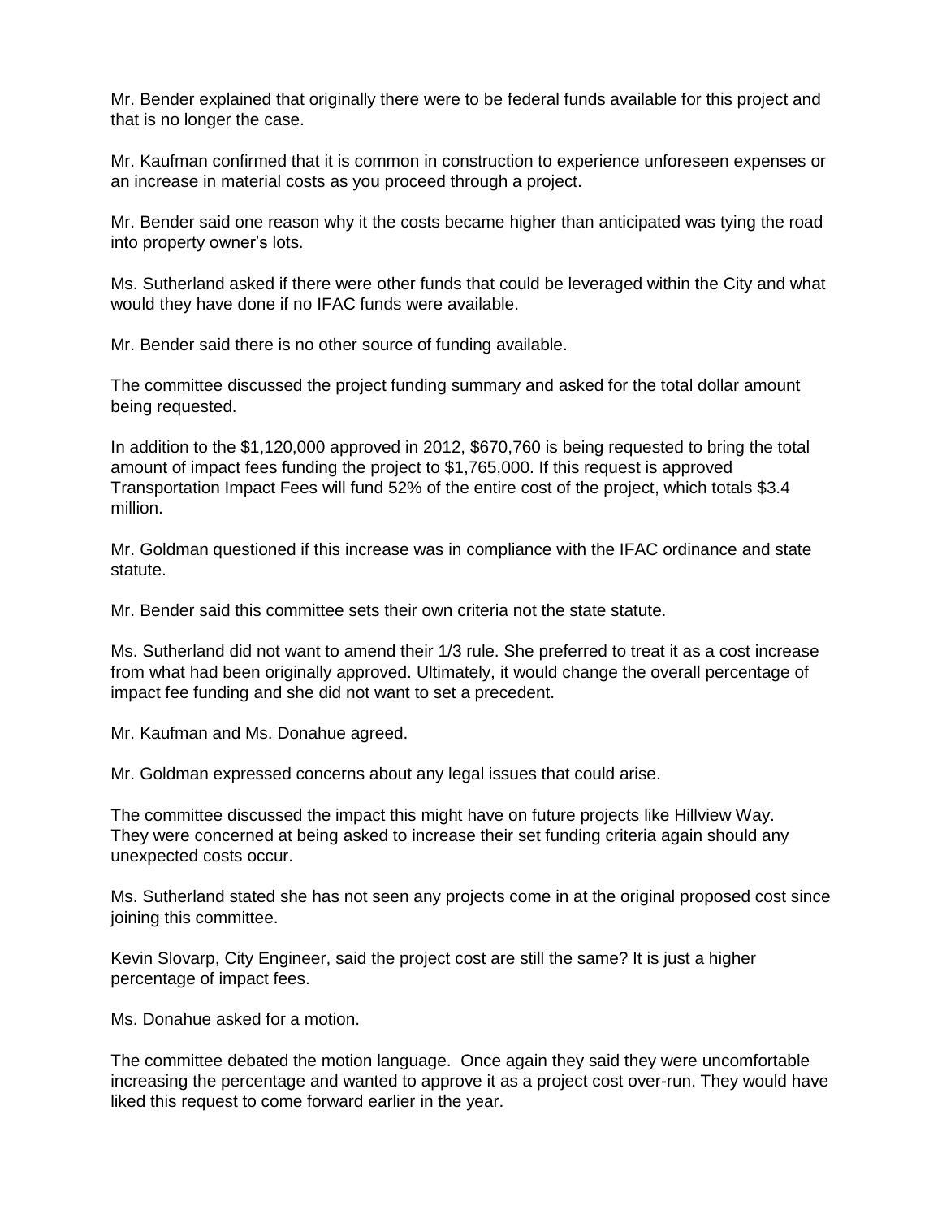Mr. Bender explained that originally there were to be federal funds available for this project and that is no longer the case.

Mr. Kaufman confirmed that it is common in construction to experience unforeseen expenses or an increase in material costs as you proceed through a project.

Mr. Bender said one reason why it the costs became higher than anticipated was tying the road into property owner's lots.

Ms. Sutherland asked if there were other funds that could be leveraged within the City and what would they have done if no IFAC funds were available.

Mr. Bender said there is no other source of funding available.

The committee discussed the project funding summary and asked for the total dollar amount being requested.

In addition to the $1,120,000 approved in 2012, $670,760 is being requested to bring the total amount of impact fees funding the project to $1,765,000. If this request is approved Transportation Impact Fees will fund 52% of the entire cost of the project, which totals $3.4 million.

Mr. Goldman questioned if this increase was in compliance with the IFAC ordinance and state statute.

Mr. Bender said this committee sets their own criteria not the state statute.

Ms. Sutherland did not want to amend their 1/3 rule. She preferred to treat it as a cost increase from what had been originally approved. Ultimately, it would change the overall percentage of impact fee funding and she did not want to set a precedent.

Mr. Kaufman and Ms. Donahue agreed.

Mr. Goldman expressed concerns about any legal issues that could arise.

The committee discussed the impact this might have on future projects like Hillview Way. They were concerned at being asked to increase their set funding criteria again should any unexpected costs occur.

Ms. Sutherland stated she has not seen any projects come in at the original proposed cost since joining this committee.

Kevin Slovarp, City Engineer, said the project cost are still the same? It is just a higher percentage of impact fees.

Ms. Donahue asked for a motion.

The committee debated the motion language. Once again they said they were uncomfortable increasing the percentage and wanted to approve it as a project cost over-run. They would have liked this request to come forward earlier in the year.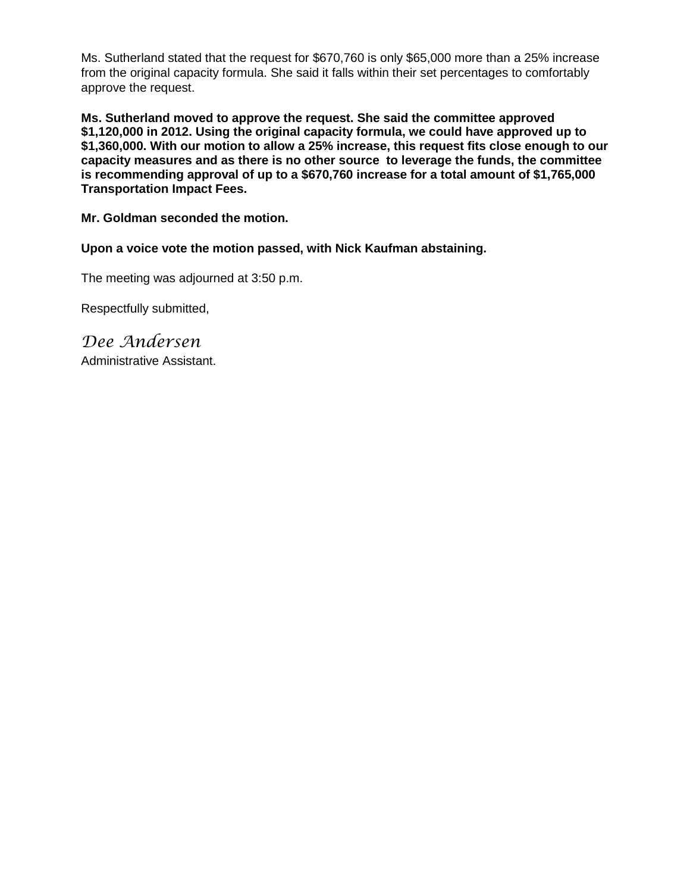Ms. Sutherland stated that the request for $670,760 is only $65,000 more than a 25% increase from the original capacity formula. She said it falls within their set percentages to comfortably approve the request.

**Ms. Sutherland moved to approve the request. She said the committee approved $1,120,000 in 2012. Using the original capacity formula, we could have approved up to $1,360,000. With our motion to allow a 25% increase, this request fits close enough to our capacity measures and as there is no other source to leverage the funds, the committee is recommending approval of up to a $670,760 increase for a total amount of $1,765,000 Transportation Impact Fees.**

**Mr. Goldman seconded the motion.**

**Upon a voice vote the motion passed, with Nick Kaufman abstaining.**

The meeting was adjourned at 3:50 p.m.

Respectfully submitted,

*Dee Andersen*
Administrative Assistant.